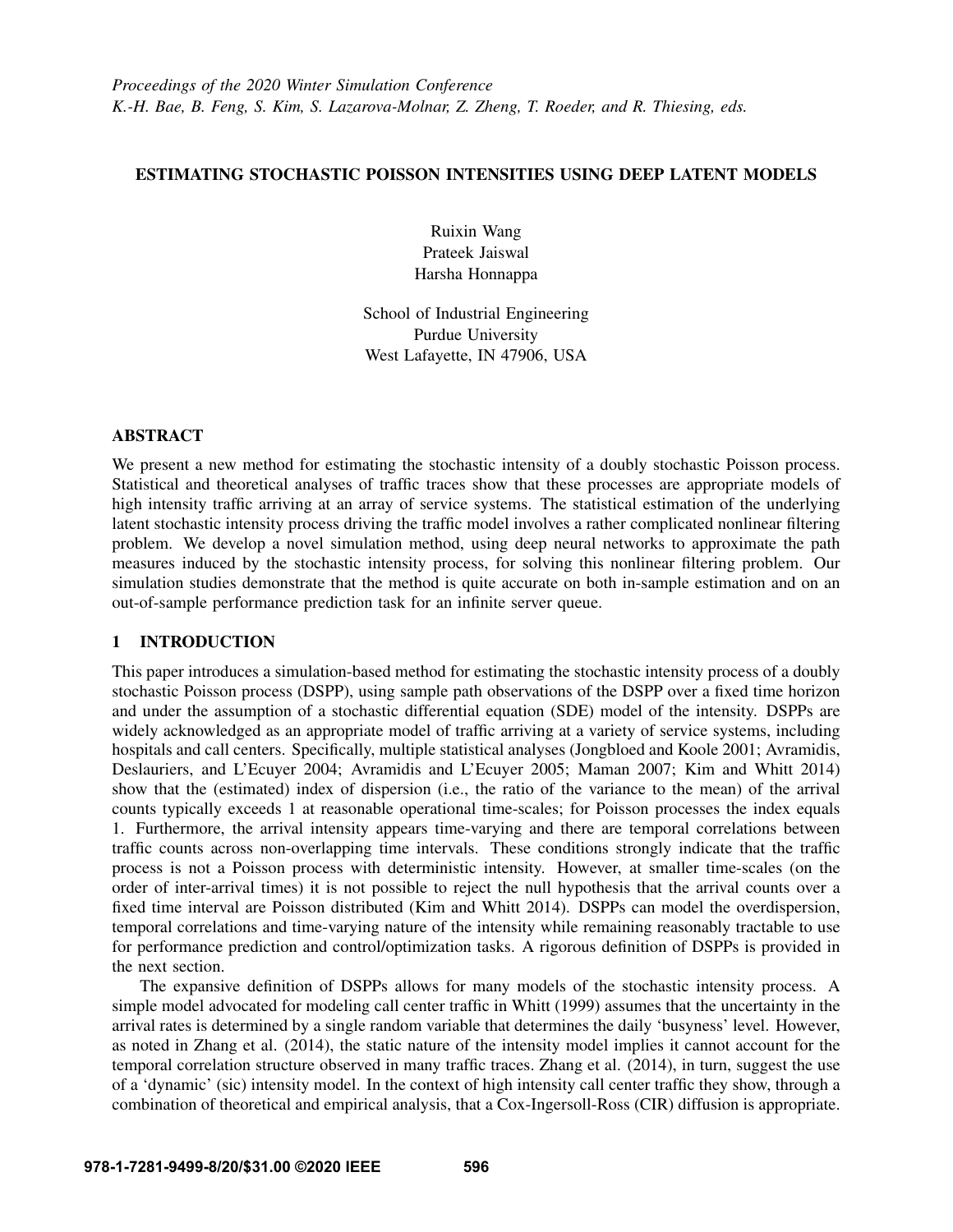*Proceedings of the 2020 Winter Simulation Conference*
*K.-H. Bae, B. Feng, S. Kim, S. Lazarova-Molnar, Z. Zheng, T. Roeder, and R. Thiesing, eds.*

# ESTIMATING STOCHASTIC POISSON INTENSITIES USING DEEP LATENT MODELS

Ruixin Wang
Prateek Jaiswal
Harsha Honnappa

School of Industrial Engineering
Purdue University
West Lafayette, IN 47906, USA

## ABSTRACT

We present a new method for estimating the stochastic intensity of a doubly stochastic Poisson process. Statistical and theoretical analyses of traffic traces show that these processes are appropriate models of high intensity traffic arriving at an array of service systems. The statistical estimation of the underlying latent stochastic intensity process driving the traffic model involves a rather complicated nonlinear filtering problem. We develop a novel simulation method, using deep neural networks to approximate the path measures induced by the stochastic intensity process, for solving this nonlinear filtering problem. Our simulation studies demonstrate that the method is quite accurate on both in-sample estimation and on an out-of-sample performance prediction task for an infinite server queue.

## 1 INTRODUCTION

This paper introduces a simulation-based method for estimating the stochastic intensity process of a doubly stochastic Poisson process (DSPP), using sample path observations of the DSPP over a fixed time horizon and under the assumption of a stochastic differential equation (SDE) model of the intensity. DSPPs are widely acknowledged as an appropriate model of traffic arriving at a variety of service systems, including hospitals and call centers. Specifically, multiple statistical analyses (Jongbloed and Koole 2001; Avramidis, Deslauriers, and L'Ecuyer 2004; Avramidis and L'Ecuyer 2005; Maman 2007; Kim and Whitt 2014) show that the (estimated) index of dispersion (i.e., the ratio of the variance to the mean) of the arrival counts typically exceeds 1 at reasonable operational time-scales; for Poisson processes the index equals 1. Furthermore, the arrival intensity appears time-varying and there are temporal correlations between traffic counts across non-overlapping time intervals. These conditions strongly indicate that the traffic process is not a Poisson process with deterministic intensity. However, at smaller time-scales (on the order of inter-arrival times) it is not possible to reject the null hypothesis that the arrival counts over a fixed time interval are Poisson distributed (Kim and Whitt 2014). DSPPs can model the overdispersion, temporal correlations and time-varying nature of the intensity while remaining reasonably tractable to use for performance prediction and control/optimization tasks. A rigorous definition of DSPPs is provided in the next section.

The expansive definition of DSPPs allows for many models of the stochastic intensity process. A simple model advocated for modeling call center traffic in Whitt (1999) assumes that the uncertainty in the arrival rates is determined by a single random variable that determines the daily 'busyness' level. However, as noted in Zhang et al. (2014), the static nature of the intensity model implies it cannot account for the temporal correlation structure observed in many traffic traces. Zhang et al. (2014), in turn, suggest the use of a 'dynamic' (sic) intensity model. In the context of high intensity call center traffic they show, through a combination of theoretical and empirical analysis, that a Cox-Ingersoll-Ross (CIR) diffusion is appropriate.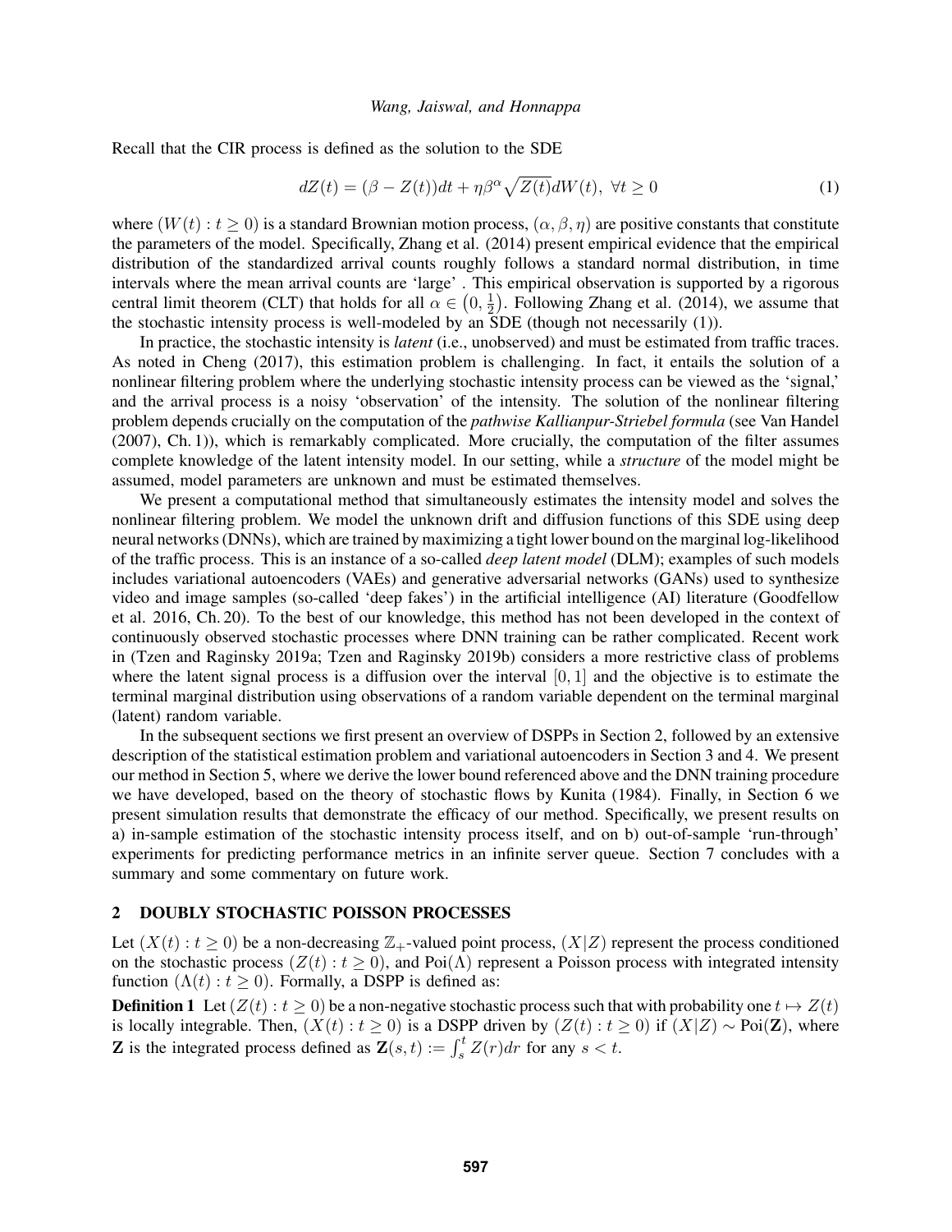Recall that the CIR process is defined as the solution to the SDE

$$dZ(t) = (\beta - Z(t))dt + \eta\beta^{\alpha}\sqrt{Z(t)}dW(t),\ \forall t \geq 0 \tag{1}$$

where $(W(t) : t \geq 0)$ is a standard Brownian motion process, $(\alpha, \beta, \eta)$ are positive constants that constitute the parameters of the model. Specifically, Zhang et al. (2014) present empirical evidence that the empirical distribution of the standardized arrival counts roughly follows a standard normal distribution, in time intervals where the mean arrival counts are 'large' . This empirical observation is supported by a rigorous central limit theorem (CLT) that holds for all $\alpha \in \left(0, \frac{1}{2}\right)$. Following Zhang et al. (2014), we assume that the stochastic intensity process is well-modeled by an SDE (though not necessarily (1)).

In practice, the stochastic intensity is *latent* (i.e., unobserved) and must be estimated from traffic traces. As noted in Cheng (2017), this estimation problem is challenging. In fact, it entails the solution of a nonlinear filtering problem where the underlying stochastic intensity process can be viewed as the 'signal,' and the arrival process is a noisy 'observation' of the intensity. The solution of the nonlinear filtering problem depends crucially on the computation of the *pathwise Kallianpur-Striebel formula* (see Van Handel (2007), Ch. 1)), which is remarkably complicated. More crucially, the computation of the filter assumes complete knowledge of the latent intensity model. In our setting, while a *structure* of the model might be assumed, model parameters are unknown and must be estimated themselves.

We present a computational method that simultaneously estimates the intensity model and solves the nonlinear filtering problem. We model the unknown drift and diffusion functions of this SDE using deep neural networks (DNNs), which are trained by maximizing a tight lower bound on the marginal log-likelihood of the traffic process. This is an instance of a so-called *deep latent model* (DLM); examples of such models includes variational autoencoders (VAEs) and generative adversarial networks (GANs) used to synthesize video and image samples (so-called 'deep fakes') in the artificial intelligence (AI) literature (Goodfellow et al. 2016, Ch. 20). To the best of our knowledge, this method has not been developed in the context of continuously observed stochastic processes where DNN training can be rather complicated. Recent work in (Tzen and Raginsky 2019a; Tzen and Raginsky 2019b) considers a more restrictive class of problems where the latent signal process is a diffusion over the interval $[0, 1]$ and the objective is to estimate the terminal marginal distribution using observations of a random variable dependent on the terminal marginal (latent) random variable.

In the subsequent sections we first present an overview of DSPPs in Section 2, followed by an extensive description of the statistical estimation problem and variational autoencoders in Section 3 and 4. We present our method in Section 5, where we derive the lower bound referenced above and the DNN training procedure we have developed, based on the theory of stochastic flows by Kunita (1984). Finally, in Section 6 we present simulation results that demonstrate the efficacy of our method. Specifically, we present results on a) in-sample estimation of the stochastic intensity process itself, and on b) out-of-sample 'run-through' experiments for predicting performance metrics in an infinite server queue. Section 7 concludes with a summary and some commentary on future work.

## 2 DOUBLY STOCHASTIC POISSON PROCESSES

Let $(X(t) : t \geq 0)$ be a non-decreasing $\mathbb{Z}_+$-valued point process, $(X|Z)$ represent the process conditioned on the stochastic process $(Z(t) : t \geq 0)$, and $\text{Poi}(\Lambda)$ represent a Poisson process with integrated intensity function $(\Lambda(t) : t \geq 0)$. Formally, a DSPP is defined as:

**Definition 1** Let $(Z(t) : t \geq 0)$ be a non-negative stochastic process such that with probability one $t \mapsto Z(t)$ is locally integrable. Then, $(X(t) : t \geq 0)$ is a DSPP driven by $(Z(t) : t \geq 0)$ if $(X|Z) \sim \text{Poi}(\mathbf{Z})$, where $\mathbf{Z}$ is the integrated process defined as $\mathbf{Z}(s,t) := \int_s^t Z(r)dr$ for any $s < t$.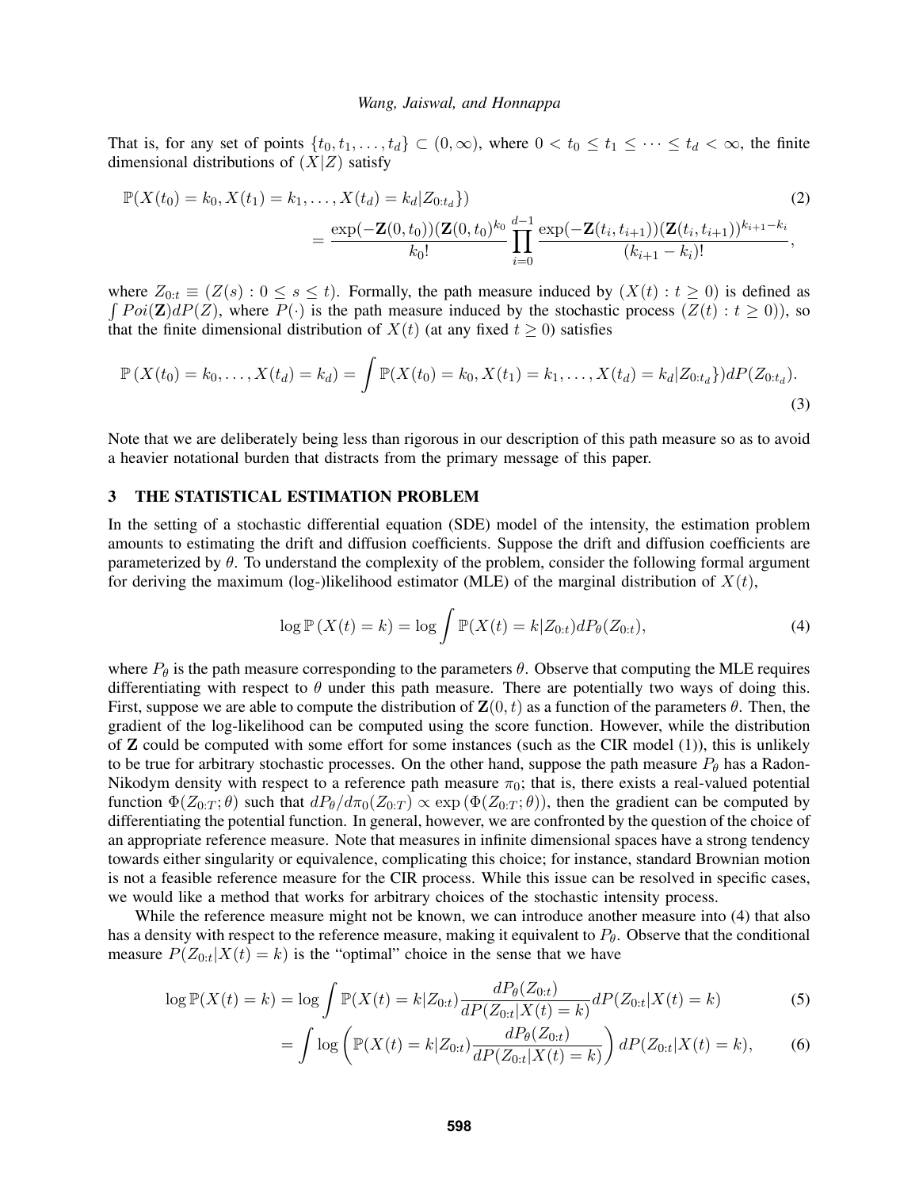That is, for any set of points $\{t_0, t_1, \ldots, t_d\} \subset (0, \infty)$, where $0 < t_0 \leq t_1 \leq \cdots \leq t_d < \infty$, the finite dimensional distributions of $(X|Z)$ satisfy

$$
\begin{aligned}
&\mathbb{P}(X(t_0) = k_0, X(t_1) = k_1, \ldots, X(t_d) = k_d | Z_{0:t_d}\}) \\
&\qquad\qquad = \frac{\exp(-\mathbf{Z}(0,t_0))(\mathbf{Z}(0,t_0)^{k_0}}{k_0!} \prod_{i=0}^{d-1} \frac{\exp(-\mathbf{Z}(t_i,t_{i+1}))(\mathbf{Z}(t_i,t_{i+1}))^{k_{i+1}-k_i}}{(k_{i+1}-k_i)!},
\end{aligned}
\tag{2}
$$

where $Z_{0:t} \equiv (Z(s) : 0 \leq s \leq t)$. Formally, the path measure induced by $(X(t) : t \geq 0)$ is defined as $\int Poi(\mathbf{Z}) dP(Z)$, where $P(\cdot)$ is the path measure induced by the stochastic process $(Z(t) : t \geq 0)$), so that the finite dimensional distribution of $X(t)$ (at any fixed $t \geq 0$) satisfies

$$
\mathbb{P}\left(X(t_0) = k_0, \ldots, X(t_d) = k_d\right) = \int \mathbb{P}(X(t_0) = k_0, X(t_1) = k_1, \ldots, X(t_d) = k_d | Z_{0:t_d}\}) dP(Z_{0:t_d}).
\tag{3}
$$

Note that we are deliberately being less than rigorous in our description of this path measure so as to avoid a heavier notational burden that distracts from the primary message of this paper.

## 3 THE STATISTICAL ESTIMATION PROBLEM

In the setting of a stochastic differential equation (SDE) model of the intensity, the estimation problem amounts to estimating the drift and diffusion coefficients. Suppose the drift and diffusion coefficients are parameterized by $\theta$. To understand the complexity of the problem, consider the following formal argument for deriving the maximum (log-)likelihood estimator (MLE) of the marginal distribution of $X(t)$,

$$
\log \mathbb{P}\left(X(t) = k\right) = \log \int \mathbb{P}(X(t) = k | Z_{0:t}) dP_\theta(Z_{0:t}),
\tag{4}
$$

where $P_\theta$ is the path measure corresponding to the parameters $\theta$. Observe that computing the MLE requires differentiating with respect to $\theta$ under this path measure. There are potentially two ways of doing this. First, suppose we are able to compute the distribution of $\mathbf{Z}(0,t)$ as a function of the parameters $\theta$. Then, the gradient of the log-likelihood can be computed using the score function. However, while the distribution of $\mathbf{Z}$ could be computed with some effort for some instances (such as the CIR model (1)), this is unlikely to be true for arbitrary stochastic processes. On the other hand, suppose the path measure $P_\theta$ has a Radon-Nikodym density with respect to a reference path measure $\pi_0$; that is, there exists a real-valued potential function $\Phi(Z_{0:T}; \theta)$ such that $dP_\theta / d\pi_0(Z_{0:T}) \propto \exp\left(\Phi(Z_{0:T}; \theta)\right)$, then the gradient can be computed by differentiating the potential function. In general, however, we are confronted by the question of the choice of an appropriate reference measure. Note that measures in infinite dimensional spaces have a strong tendency towards either singularity or equivalence, complicating this choice; for instance, standard Brownian motion is not a feasible reference measure for the CIR process. While this issue can be resolved in specific cases, we would like a method that works for arbitrary choices of the stochastic intensity process.

While the reference measure might not be known, we can introduce another measure into (4) that also has a density with respect to the reference measure, making it equivalent to $P_\theta$. Observe that the conditional measure $P(Z_{0:t}|X(t) = k)$ is the "optimal" choice in the sense that we have

$$
\log \mathbb{P}(X(t) = k) = \log \int \mathbb{P}(X(t) = k | Z_{0:t}) \frac{dP_\theta(Z_{0:t})}{dP(Z_{0:t}|X(t) = k)} dP(Z_{0:t}|X(t) = k)
\tag{5}
$$

$$
= \int \log\left(\mathbb{P}(X(t) = k | Z_{0:t}) \frac{dP_\theta(Z_{0:t})}{dP(Z_{0:t}|X(t) = k)}\right) dP(Z_{0:t}|X(t) = k),
\tag{6}
$$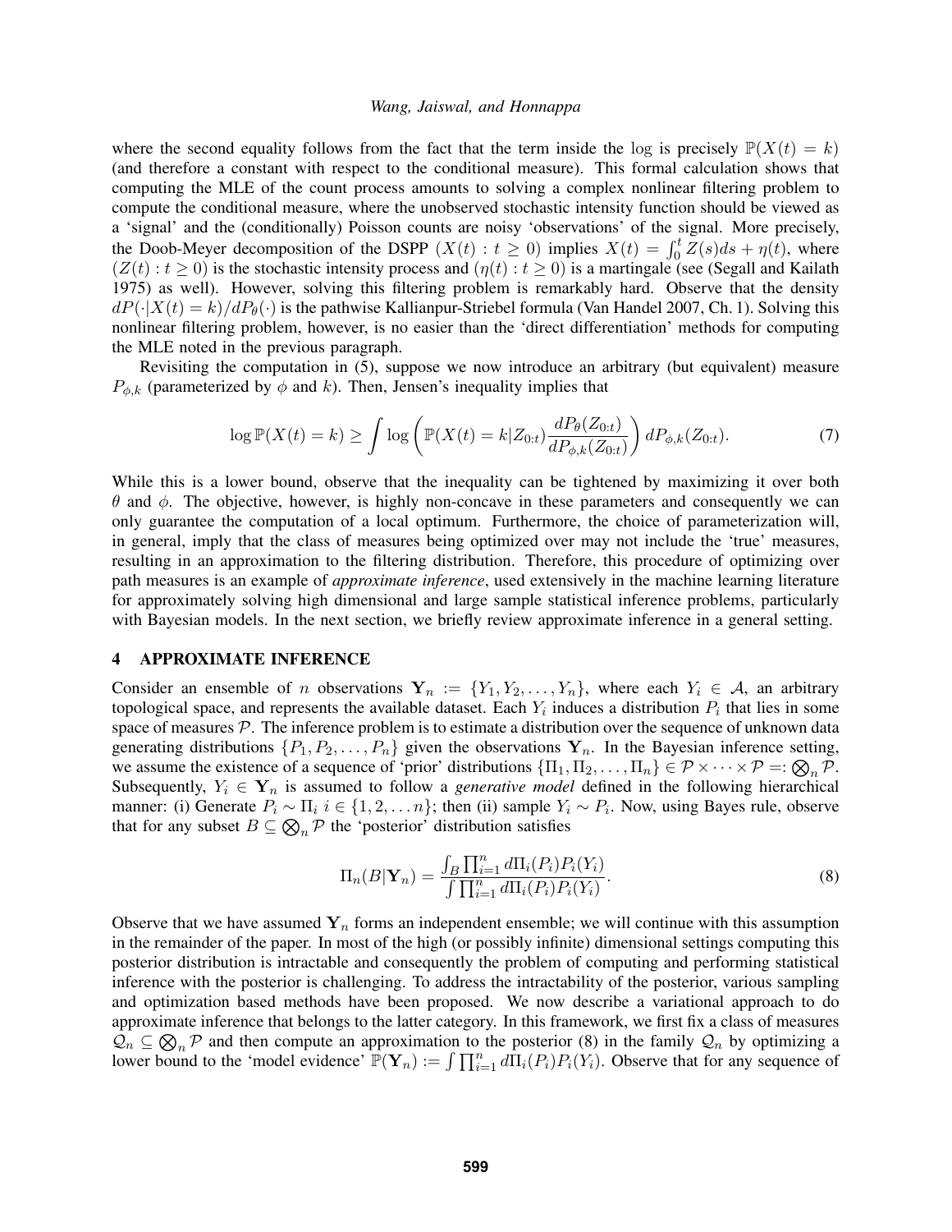where the second equality follows from the fact that the term inside the log is precisely $\mathbb{P}(X(t) = k)$ (and therefore a constant with respect to the conditional measure). This formal calculation shows that computing the MLE of the count process amounts to solving a complex nonlinear filtering problem to compute the conditional measure, where the unobserved stochastic intensity function should be viewed as a 'signal' and the (conditionally) Poisson counts are noisy 'observations' of the signal. More precisely, the Doob-Meyer decomposition of the DSPP $(X(t) : t \geq 0)$ implies $X(t) = \int_0^t Z(s)ds + \eta(t)$, where $(Z(t) : t \geq 0)$ is the stochastic intensity process and $(\eta(t) : t \geq 0)$ is a martingale (see (Segall and Kailath 1975) as well). However, solving this filtering problem is remarkably hard. Observe that the density $dP(\cdot|X(t) = k)/dP_\theta(\cdot)$ is the pathwise Kallianpur-Striebel formula (Van Handel 2007, Ch. 1). Solving this nonlinear filtering problem, however, is no easier than the 'direct differentiation' methods for computing the MLE noted in the previous paragraph.

Revisiting the computation in (5), suppose we now introduce an arbitrary (but equivalent) measure $P_{\phi,k}$ (parameterized by $\phi$ and $k$). Then, Jensen's inequality implies that

$$\log \mathbb{P}(X(t) = k) \geq \int \log \left( \mathbb{P}(X(t) = k | Z_{0:t}) \frac{dP_\theta(Z_{0:t})}{dP_{\phi,k}(Z_{0:t})} \right) dP_{\phi,k}(Z_{0:t}). \tag{7}$$

While this is a lower bound, observe that the inequality can be tightened by maximizing it over both $\theta$ and $\phi$. The objective, however, is highly non-concave in these parameters and consequently we can only guarantee the computation of a local optimum. Furthermore, the choice of parameterization will, in general, imply that the class of measures being optimized over may not include the 'true' measures, resulting in an approximation to the filtering distribution. Therefore, this procedure of optimizing over path measures is an example of *approximate inference*, used extensively in the machine learning literature for approximately solving high dimensional and large sample statistical inference problems, particularly with Bayesian models. In the next section, we briefly review approximate inference in a general setting.

## 4 APPROXIMATE INFERENCE

Consider an ensemble of $n$ observations $\mathbf{Y}_n := \{Y_1, Y_2, \ldots, Y_n\}$, where each $Y_i \in \mathcal{A}$, an arbitrary topological space, and represents the available dataset. Each $Y_i$ induces a distribution $P_i$ that lies in some space of measures $\mathcal{P}$. The inference problem is to estimate a distribution over the sequence of unknown data generating distributions $\{P_1, P_2, \ldots, P_n\}$ given the observations $\mathbf{Y}_n$. In the Bayesian inference setting, we assume the existence of a sequence of 'prior' distributions $\{\Pi_1, \Pi_2, \ldots, \Pi_n\} \in \mathcal{P} \times \cdots \times \mathcal{P} =: \bigotimes_n \mathcal{P}$. Subsequently, $Y_i \in \mathbf{Y}_n$ is assumed to follow a *generative model* defined in the following hierarchical manner: (i) Generate $P_i \sim \Pi_i$ $i \in \{1, 2, \ldots n\}$; then (ii) sample $Y_i \sim P_i$. Now, using Bayes rule, observe that for any subset $B \subseteq \bigotimes_n \mathcal{P}$ the 'posterior' distribution satisfies

$$\Pi_n(B|\mathbf{Y}_n) = \frac{\int_B \prod_{i=1}^n d\Pi_i(P_i) P_i(Y_i)}{\int \prod_{i=1}^n d\Pi_i(P_i) P_i(Y_i)}. \tag{8}$$

Observe that we have assumed $\mathbf{Y}_n$ forms an independent ensemble; we will continue with this assumption in the remainder of the paper. In most of the high (or possibly infinite) dimensional settings computing this posterior distribution is intractable and consequently the problem of computing and performing statistical inference with the posterior is challenging. To address the intractability of the posterior, various sampling and optimization based methods have been proposed. We now describe a variational approach to do approximate inference that belongs to the latter category. In this framework, we first fix a class of measures $\mathcal{Q}_n \subseteq \bigotimes_n \mathcal{P}$ and then compute an approximation to the posterior (8) in the family $\mathcal{Q}_n$ by optimizing a lower bound to the 'model evidence' $\mathbb{P}(\mathbf{Y}_n) := \int \prod_{i=1}^n d\Pi_i(P_i) P_i(Y_i)$. Observe that for any sequence of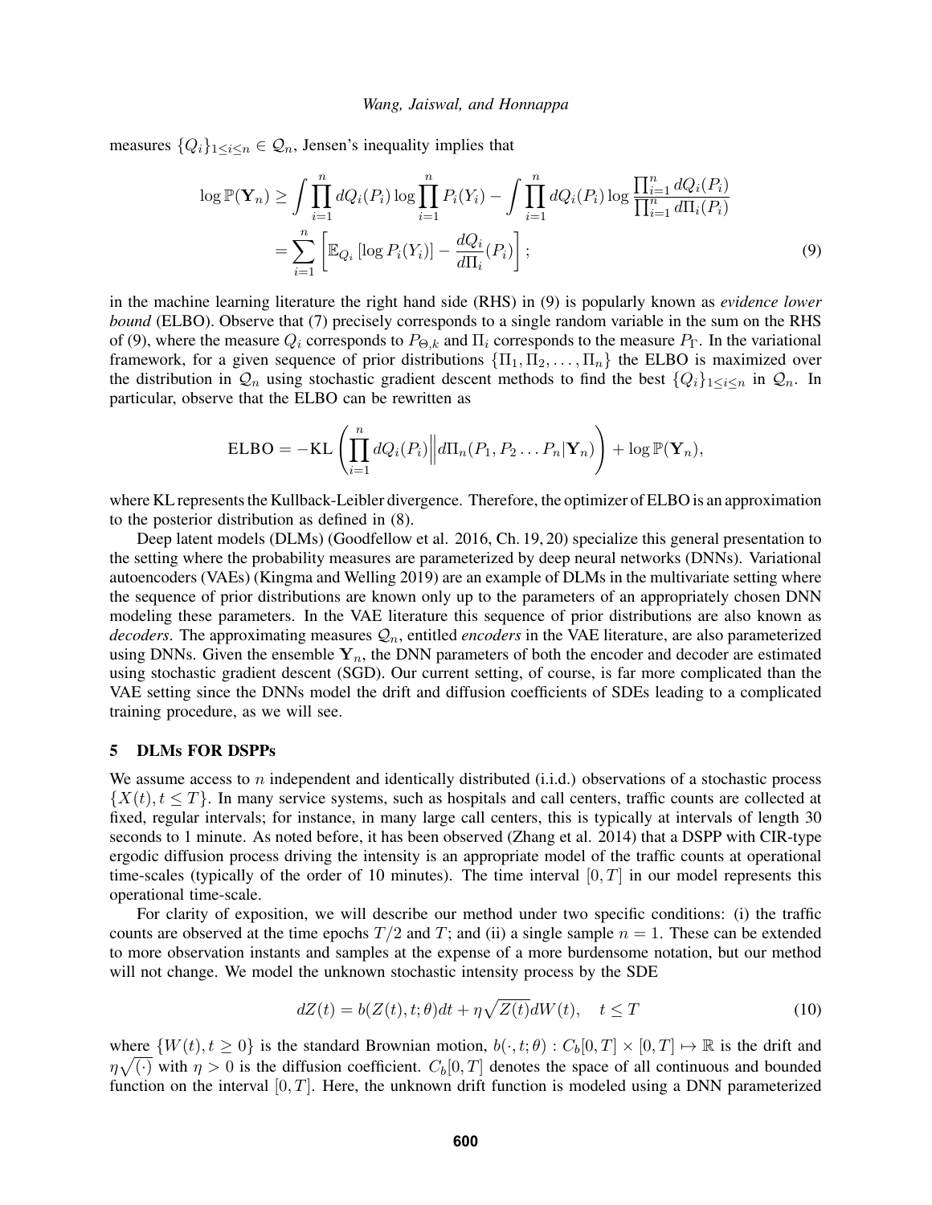measures $\{Q_i\}_{1\leq i\leq n} \in \mathcal{Q}_n$, Jensen's inequality implies that

$$\log \mathbb{P}(\mathbf{Y}_n) \geq \int \prod_{i=1}^{n} dQ_i(P_i) \log \prod_{i=1}^{n} P_i(Y_i) - \int \prod_{i=1}^{n} dQ_i(P_i) \log \frac{\prod_{i=1}^{n} dQ_i(P_i)}{\prod_{i=1}^{n} d\Pi_i(P_i)}$$
$$= \sum_{i=1}^{n} \left[ \mathbb{E}_{Q_i} \left[\log P_i(Y_i)\right] - \frac{dQ_i}{d\Pi_i}(P_i) \right]; \tag{9}$$

in the machine learning literature the right hand side (RHS) in (9) is popularly known as *evidence lower bound* (ELBO). Observe that (7) precisely corresponds to a single random variable in the sum on the RHS of (9), where the measure $Q_i$ corresponds to $P_{\Theta,k}$ and $\Pi_i$ corresponds to the measure $P_\Gamma$. In the variational framework, for a given sequence of prior distributions $\{\Pi_1, \Pi_2, \ldots, \Pi_n\}$ the ELBO is maximized over the distribution in $\mathcal{Q}_n$ using stochastic gradient descent methods to find the best $\{Q_i\}_{1\leq i\leq n}$ in $\mathcal{Q}_n$. In particular, observe that the ELBO can be rewritten as

$$\text{ELBO} = -\text{KL}\left( \prod_{i=1}^{n} dQ_i(P_i) \middle\| d\Pi_n(P_1, P_2 \ldots P_n | \mathbf{Y}_n) \right) + \log \mathbb{P}(\mathbf{Y}_n),$$

where KL represents the Kullback-Leibler divergence. Therefore, the optimizer of ELBO is an approximation to the posterior distribution as defined in (8).

Deep latent models (DLMs) (Goodfellow et al. 2016, Ch. 19, 20) specialize this general presentation to the setting where the probability measures are parameterized by deep neural networks (DNNs). Variational autoencoders (VAEs) (Kingma and Welling 2019) are an example of DLMs in the multivariate setting where the sequence of prior distributions are known only up to the parameters of an appropriately chosen DNN modeling these parameters. In the VAE literature this sequence of prior distributions are also known as *decoders*. The approximating measures $\mathcal{Q}_n$, entitled *encoders* in the VAE literature, are also parameterized using DNNs. Given the ensemble $\mathbf{Y}_n$, the DNN parameters of both the encoder and decoder are estimated using stochastic gradient descent (SGD). Our current setting, of course, is far more complicated than the VAE setting since the DNNs model the drift and diffusion coefficients of SDEs leading to a complicated training procedure, as we will see.

## 5 DLMs FOR DSPPs

We assume access to $n$ independent and identically distributed (i.i.d.) observations of a stochastic process $\{X(t), t \leq T\}$. In many service systems, such as hospitals and call centers, traffic counts are collected at fixed, regular intervals; for instance, in many large call centers, this is typically at intervals of length 30 seconds to 1 minute. As noted before, it has been observed (Zhang et al. 2014) that a DSPP with CIR-type ergodic diffusion process driving the intensity is an appropriate model of the traffic counts at operational time-scales (typically of the order of 10 minutes). The time interval $[0, T]$ in our model represents this operational time-scale.

For clarity of exposition, we will describe our method under two specific conditions: (i) the traffic counts are observed at the time epochs $T/2$ and $T$; and (ii) a single sample $n = 1$. These can be extended to more observation instants and samples at the expense of a more burdensome notation, but our method will not change. We model the unknown stochastic intensity process by the SDE

$$dZ(t) = b(Z(t), t; \theta)dt + \eta\sqrt{Z(t)}dW(t), \quad t \leq T \tag{10}$$

where $\{W(t), t \geq 0\}$ is the standard Brownian motion, $b(\cdot, t; \theta) : C_b[0, T] \times [0, T] \mapsto \mathbb{R}$ is the drift and $\eta\sqrt{(\cdot)}$ with $\eta > 0$ is the diffusion coefficient. $C_b[0, T]$ denotes the space of all continuous and bounded function on the interval $[0, T]$. Here, the unknown drift function is modeled using a DNN parameterized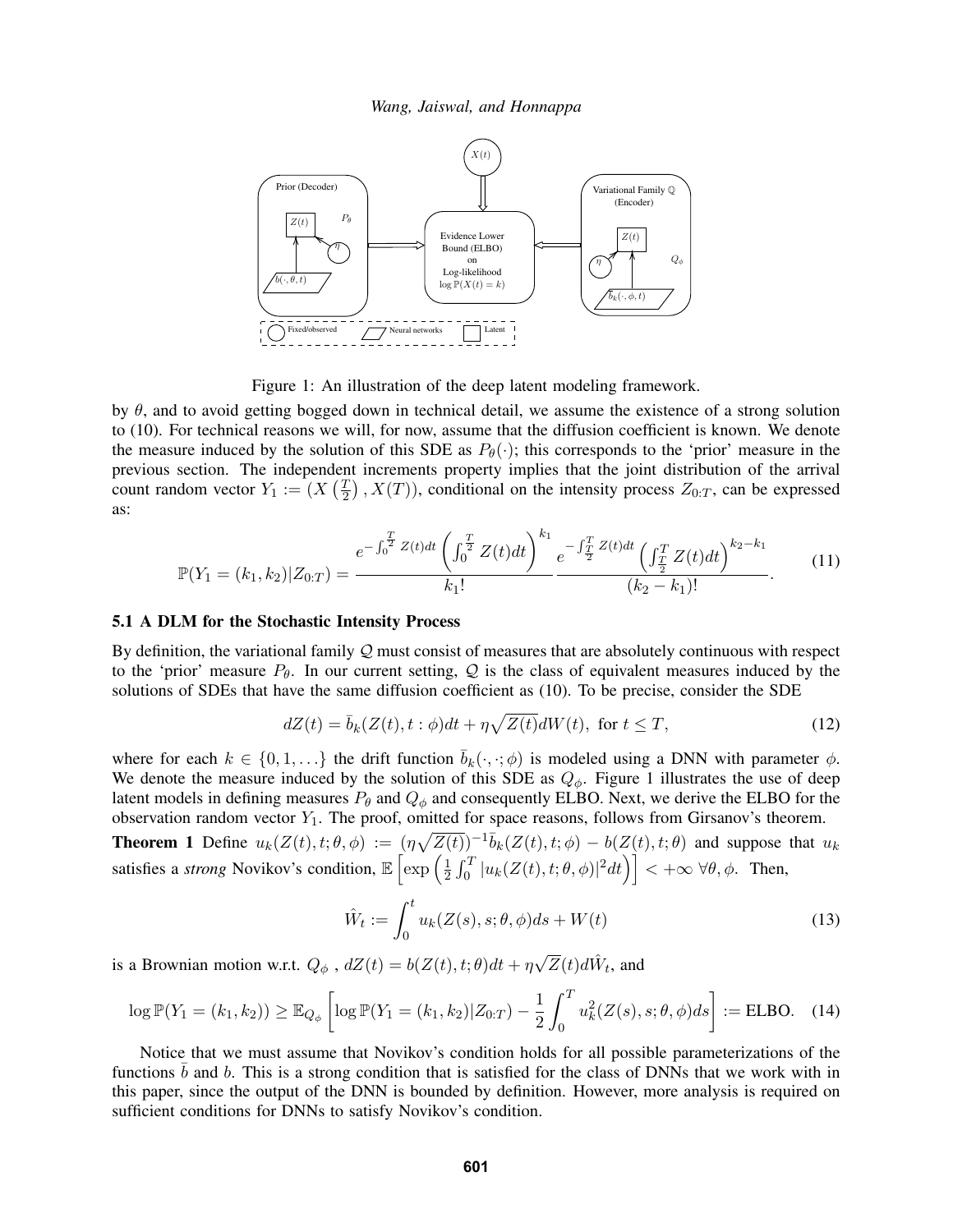Figure 1: An illustration of the deep latent modeling framework.

by $\theta$, and to avoid getting bogged down in technical detail, we assume the existence of a strong solution to (10). For technical reasons we will, for now, assume that the diffusion coefficient is known. We denote the measure induced by the solution of this SDE as $P_\theta(\cdot)$; this corresponds to the 'prior' measure in the previous section. The independent increments property implies that the joint distribution of the arrival count random vector $Y_1 := (X\left(\frac{T}{2}\right), X(T))$, conditional on the intensity process $Z_{0:T}$, can be expressed as:

$$\mathbb{P}(Y_1 = (k_1,k_2)|Z_{0:T}) = \frac{e^{-\int_0^{\frac{T}{2}} Z(t)dt}\left(\int_0^{\frac{T}{2}} Z(t)dt\right)^{k_1}}{k_1!} \frac{e^{-\int_{\frac{T}{2}}^{T} Z(t)dt}\left(\int_{\frac{T}{2}}^{T} Z(t)dt\right)^{k_2-k_1}}{(k_2-k_1)!}. \tag{11}$$

### 5.1 A DLM for the Stochastic Intensity Process

By definition, the variational family $\mathcal{Q}$ must consist of measures that are absolutely continuous with respect to the 'prior' measure $P_\theta$. In our current setting, $\mathcal{Q}$ is the class of equivalent measures induced by the solutions of SDEs that have the same diffusion coefficient as (10). To be precise, consider the SDE

$$dZ(t) = \bar{b}_k(Z(t),t:\phi)dt + \eta\sqrt{Z(t)}dW(t), \text{ for } t \leq T, \tag{12}$$

where for each $k \in \{0,1,\dots\}$ the drift function $\bar{b}_k(\cdot,\cdot;\phi)$ is modeled using a DNN with parameter $\phi$. We denote the measure induced by the solution of this SDE as $Q_\phi$. Figure 1 illustrates the use of deep latent models in defining measures $P_\theta$ and $Q_\phi$ and consequently ELBO. Next, we derive the ELBO for the observation random vector $Y_1$. The proof, omitted for space reasons, follows from Girsanov's theorem.

**Theorem 1** Define $u_k(Z(t),t;\theta,\phi) := (\eta\sqrt{Z(t)})^{-1}\bar{b}_k(Z(t),t;\phi) - b(Z(t),t;\theta)$ and suppose that $u_k$ satisfies a *strong* Novikov's condition, $\mathbb{E}\left[\exp\left(\frac{1}{2}\int_0^T |u_k(Z(t),t;\theta,\phi)|^2 dt\right)\right] < +\infty \ \forall \theta,\phi$. Then,

$$\hat{W}_t := \int_0^t u_k(Z(s),s;\theta,\phi)ds + W(t) \tag{13}$$

is a Brownian motion w.r.t. $Q_\phi$ , $dZ(t) = b(Z(t),t;\theta)dt + \eta\sqrt{Z}(t)d\hat{W}_t$, and

$$\log \mathbb{P}(Y_1 = (k_1,k_2)) \geq \mathbb{E}_{Q_\phi}\left[\log \mathbb{P}(Y_1 = (k_1,k_2)|Z_{0:T}) - \frac{1}{2}\int_0^T u_k^2(Z(s),s;\theta,\phi)ds\right] := \text{ELBO}. \tag{14}$$

Notice that we must assume that Novikov's condition holds for all possible parameterizations of the functions $\bar{b}$ and $b$. This is a strong condition that is satisfied for the class of DNNs that we work with in this paper, since the output of the DNN is bounded by definition. However, more analysis is required on sufficient conditions for DNNs to satisfy Novikov's condition.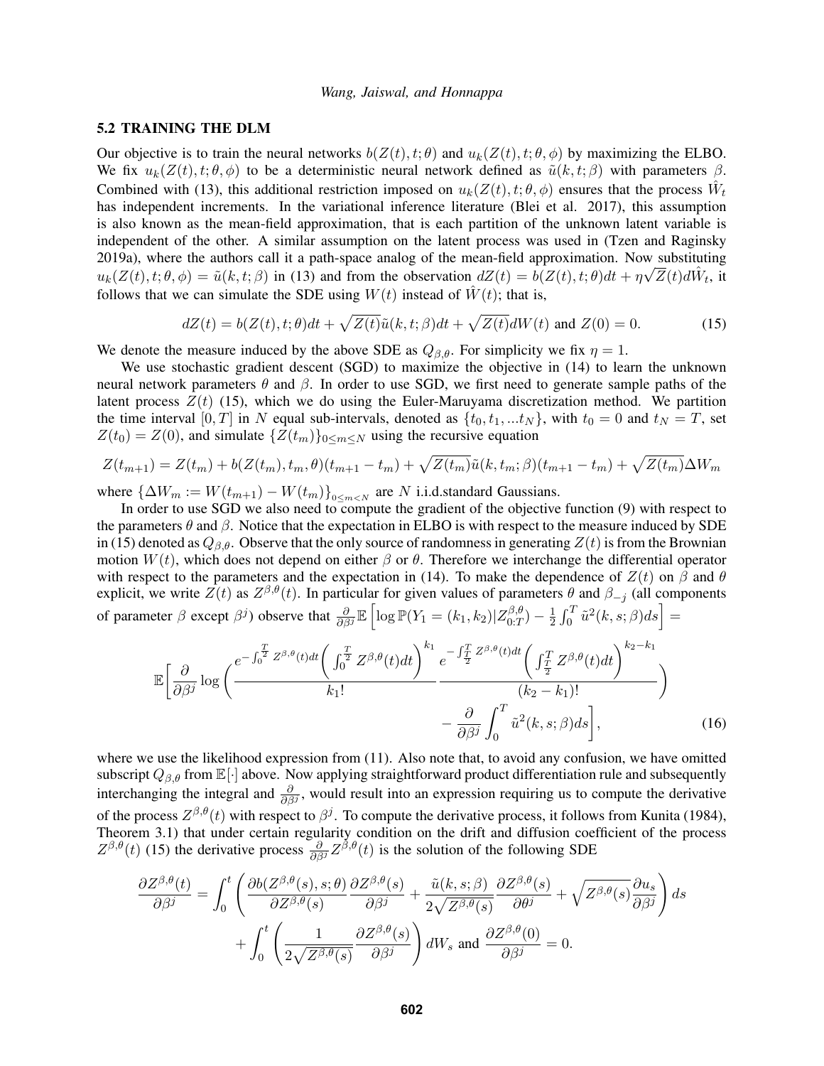### 5.2 TRAINING THE DLM

Our objective is to train the neural networks $b(Z(t), t; \theta)$ and $u_k(Z(t), t; \theta, \phi)$ by maximizing the ELBO. We fix $u_k(Z(t), t; \theta, \phi)$ to be a deterministic neural network defined as $\tilde{u}(k, t; \beta)$ with parameters $\beta$. Combined with (13), this additional restriction imposed on $u_k(Z(t), t; \theta, \phi)$ ensures that the process $\hat{W}_t$ has independent increments. In the variational inference literature (Blei et al. 2017), this assumption is also known as the mean-field approximation, that is each partition of the unknown latent variable is independent of the other. A similar assumption on the latent process was used in (Tzen and Raginsky 2019a), where the authors call it a path-space analog of the mean-field approximation. Now substituting $u_k(Z(t), t; \theta, \phi) = \tilde{u}(k, t; \beta)$ in (13) and from the observation $dZ(t) = b(Z(t), t; \theta)dt + \eta\sqrt{Z}(t)d\hat{W}_t$, it follows that we can simulate the SDE using $W(t)$ instead of $\hat{W}(t)$; that is,

$$dZ(t) = b(Z(t), t; \theta)dt + \sqrt{Z(t)}\tilde{u}(k, t; \beta)dt + \sqrt{Z(t)}dW(t) \text{ and } Z(0) = 0. \tag{15}$$

We denote the measure induced by the above SDE as $Q_{\beta,\theta}$. For simplicity we fix $\eta = 1$.

We use stochastic gradient descent (SGD) to maximize the objective in (14) to learn the unknown neural network parameters $\theta$ and $\beta$. In order to use SGD, we first need to generate sample paths of the latent process $Z(t)$ (15), which we do using the Euler-Maruyama discretization method. We partition the time interval $[0, T]$ in $N$ equal sub-intervals, denoted as $\{t_0, t_1, ...t_N\}$, with $t_0 = 0$ and $t_N = T$, set $Z(t_0) = Z(0)$, and simulate $\{Z(t_m)\}_{0\leq m\leq N}$ using the recursive equation

$$Z(t_{m+1}) = Z(t_m) + b(Z(t_m), t_m, \theta)(t_{m+1} - t_m) + \sqrt{Z(t_m)}\tilde{u}(k, t_m; \beta)(t_{m+1} - t_m) + \sqrt{Z(t_m)}\Delta W_m$$

where $\{\Delta W_m := W(t_{m+1}) - W(t_m)\}_{0\leq m<N}$ are $N$ i.i.d.standard Gaussians.

In order to use SGD we also need to compute the gradient of the objective function (9) with respect to the parameters $\theta$ and $\beta$. Notice that the expectation in ELBO is with respect to the measure induced by SDE in (15) denoted as $Q_{\beta,\theta}$. Observe that the only source of randomness in generating $Z(t)$ is from the Brownian motion $W(t)$, which does not depend on either $\beta$ or $\theta$. Therefore we interchange the differential operator with respect to the parameters and the expectation in (14). To make the dependence of $Z(t)$ on $\beta$ and $\theta$ explicit, we write $Z(t)$ as $Z^{\beta,\theta}(t)$. In particular for given values of parameters $\theta$ and $\beta_{-j}$ (all components of parameter $\beta$ except $\beta^j$) observe that $\frac{\partial}{\partial\beta^j}\mathbb{E}\left[\log \mathbb{P}(Y_1 = (k_1, k_2)|Z^{\beta,\theta}_{0:T}) - \frac{1}{2}\int_0^T \tilde{u}^2(k, s; \beta)ds\right] =$

$$\mathbb{E}\bigg[\frac{\partial}{\partial\beta^j}\log\bigg(\frac{e^{-\int_0^{\frac{T}{2}} Z^{\beta,\theta}(t)dt}\Big(\int_0^{\frac{T}{2}} Z^{\beta,\theta}(t)dt\Big)^{k_1}}{k_1!}\frac{e^{-\int_{\frac{T}{2}}^{T} Z^{\beta,\theta}(t)dt}\Big(\int_{\frac{T}{2}}^{T} Z^{\beta,\theta}(t)dt\Big)^{k_2-k_1}}{(k_2-k_1)!}\bigg) - \frac{\partial}{\partial\beta^j}\int_0^T \tilde{u}^2(k, s; \beta)ds\bigg], \tag{16}$$

where we use the likelihood expression from (11). Also note that, to avoid any confusion, we have omitted subscript $Q_{\beta,\theta}$ from $\mathbb{E}[\cdot]$ above. Now applying straightforward product differentiation rule and subsequently interchanging the integral and $\frac{\partial}{\partial\beta^j}$, would result into an expression requiring us to compute the derivative of the process $Z^{\beta,\theta}(t)$ with respect to $\beta^j$. To compute the derivative process, it follows from Kunita (1984), Theorem 3.1) that under certain regularity condition on the drift and diffusion coefficient of the process $Z^{\beta,\theta}(t)$ (15) the derivative process $\frac{\partial}{\partial\beta^j}Z^{\beta,\theta}(t)$ is the solution of the following SDE

$$\frac{\partial Z^{\beta,\theta}(t)}{\partial\beta^j} = \int_0^t\left(\frac{\partial b(Z^{\beta,\theta}(s), s; \theta)}{\partial Z^{\beta,\theta}(s)}\frac{\partial Z^{\beta,\theta}(s)}{\partial\beta^j} + \frac{\tilde{u}(k, s; \beta)}{2\sqrt{Z^{\beta,\theta}(s)}}\frac{\partial Z^{\beta,\theta}(s)}{\partial\theta^j} + \sqrt{Z^{\beta,\theta}(s)}\frac{\partial u_s}{\partial\beta^j}\right)ds$$
$$+ \int_0^t\left(\frac{1}{2\sqrt{Z^{\beta,\theta}(s)}}\frac{\partial Z^{\beta,\theta}(s)}{\partial\beta^j}\right)dW_s \text{ and } \frac{\partial Z^{\beta,\theta}(0)}{\partial\beta^j} = 0.$$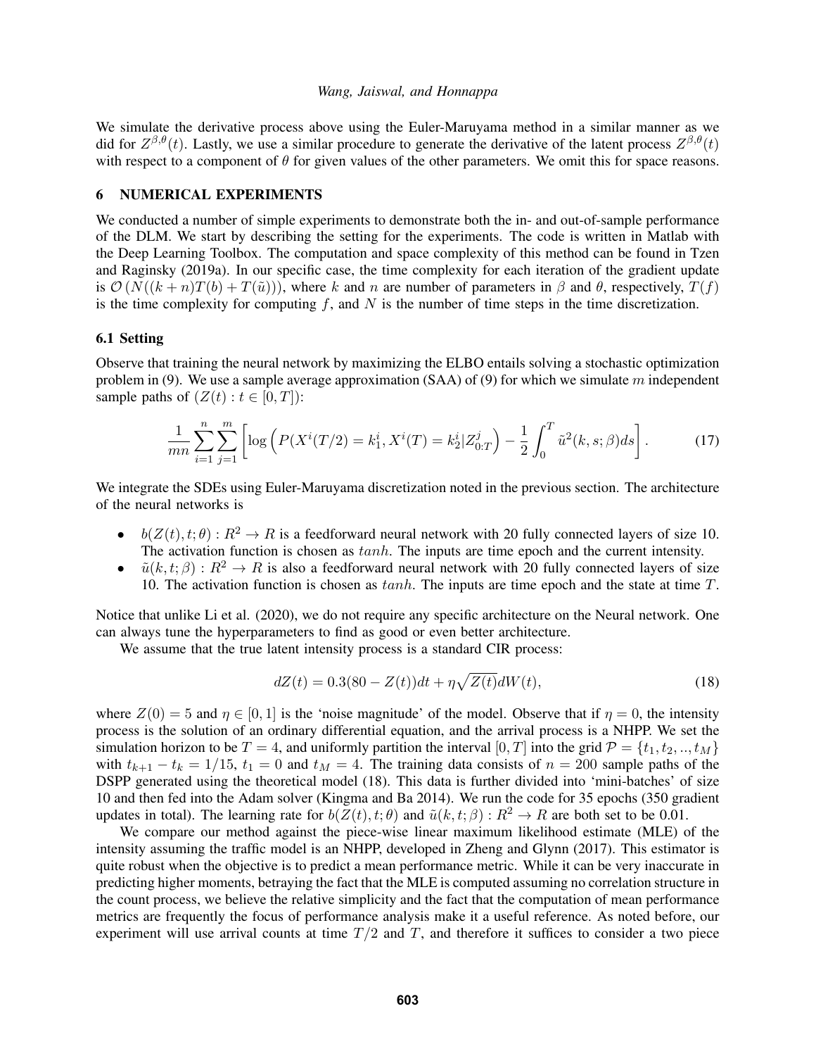We simulate the derivative process above using the Euler-Maruyama method in a similar manner as we did for $Z^{\beta,\theta}(t)$. Lastly, we use a similar procedure to generate the derivative of the latent process $Z^{\beta,\theta}(t)$ with respect to a component of $\theta$ for given values of the other parameters. We omit this for space reasons.

# 6 NUMERICAL EXPERIMENTS

We conducted a number of simple experiments to demonstrate both the in- and out-of-sample performance of the DLM. We start by describing the setting for the experiments. The code is written in Matlab with the Deep Learning Toolbox. The computation and space complexity of this method can be found in Tzen and Raginsky (2019a). In our specific case, the time complexity for each iteration of the gradient update is $\mathcal{O}\left(N((k+n)T(b)+T(\tilde{u}))\right)$, where $k$ and $n$ are number of parameters in $\beta$ and $\theta$, respectively, $T(f)$ is the time complexity for computing $f$, and $N$ is the number of time steps in the time discretization.

## 6.1 Setting

Observe that training the neural network by maximizing the ELBO entails solving a stochastic optimization problem in (9). We use a sample average approximation (SAA) of (9) for which we simulate $m$ independent sample paths of $(Z(t) : t \in [0,T])$:

$$\frac{1}{mn}\sum_{i=1}^{n}\sum_{j=1}^{m}\left[\log\left(P(X^i(T/2)=k_1^i, X^i(T)=k_2^i | Z_{0:T}^j\right) - \frac{1}{2}\int_0^T \tilde{u}^2(k,s;\beta)ds\right]. \tag{17}$$

We integrate the SDEs using Euler-Maruyama discretization noted in the previous section. The architecture of the neural networks is

- $b(Z(t),t;\theta) : R^2 \to R$ is a feedforward neural network with 20 fully connected layers of size 10. The activation function is chosen as $tanh$. The inputs are time epoch and the current intensity.
- $\tilde{u}(k,t;\beta) : R^2 \to R$ is also a feedforward neural network with 20 fully connected layers of size 10. The activation function is chosen as $tanh$. The inputs are time epoch and the state at time $T$.

Notice that unlike Li et al. (2020), we do not require any specific architecture on the Neural network. One can always tune the hyperparameters to find as good or even better architecture.

We assume that the true latent intensity process is a standard CIR process:

$$dZ(t) = 0.3(80 - Z(t))dt + \eta\sqrt{Z(t)}dW(t), \tag{18}$$

where $Z(0) = 5$ and $\eta \in [0,1]$ is the 'noise magnitude' of the model. Observe that if $\eta = 0$, the intensity process is the solution of an ordinary differential equation, and the arrival process is a NHPP. We set the simulation horizon to be $T = 4$, and uniformly partition the interval $[0,T]$ into the grid $\mathcal{P} = \{t_1, t_2, .., t_M\}$ with $t_{k+1} - t_k = 1/15$, $t_1 = 0$ and $t_M = 4$. The training data consists of $n = 200$ sample paths of the DSPP generated using the theoretical model (18). This data is further divided into 'mini-batches' of size 10 and then fed into the Adam solver (Kingma and Ba 2014). We run the code for 35 epochs (350 gradient updates in total). The learning rate for $b(Z(t),t;\theta)$ and $\tilde{u}(k,t;\beta) : R^2 \to R$ are both set to be 0.01.

We compare our method against the piece-wise linear maximum likelihood estimate (MLE) of the intensity assuming the traffic model is an NHPP, developed in Zheng and Glynn (2017). This estimator is quite robust when the objective is to predict a mean performance metric. While it can be very inaccurate in predicting higher moments, betraying the fact that the MLE is computed assuming no correlation structure in the count process, we believe the relative simplicity and the fact that the computation of mean performance metrics are frequently the focus of performance analysis make it a useful reference. As noted before, our experiment will use arrival counts at time $T/2$ and $T$, and therefore it suffices to consider a two piece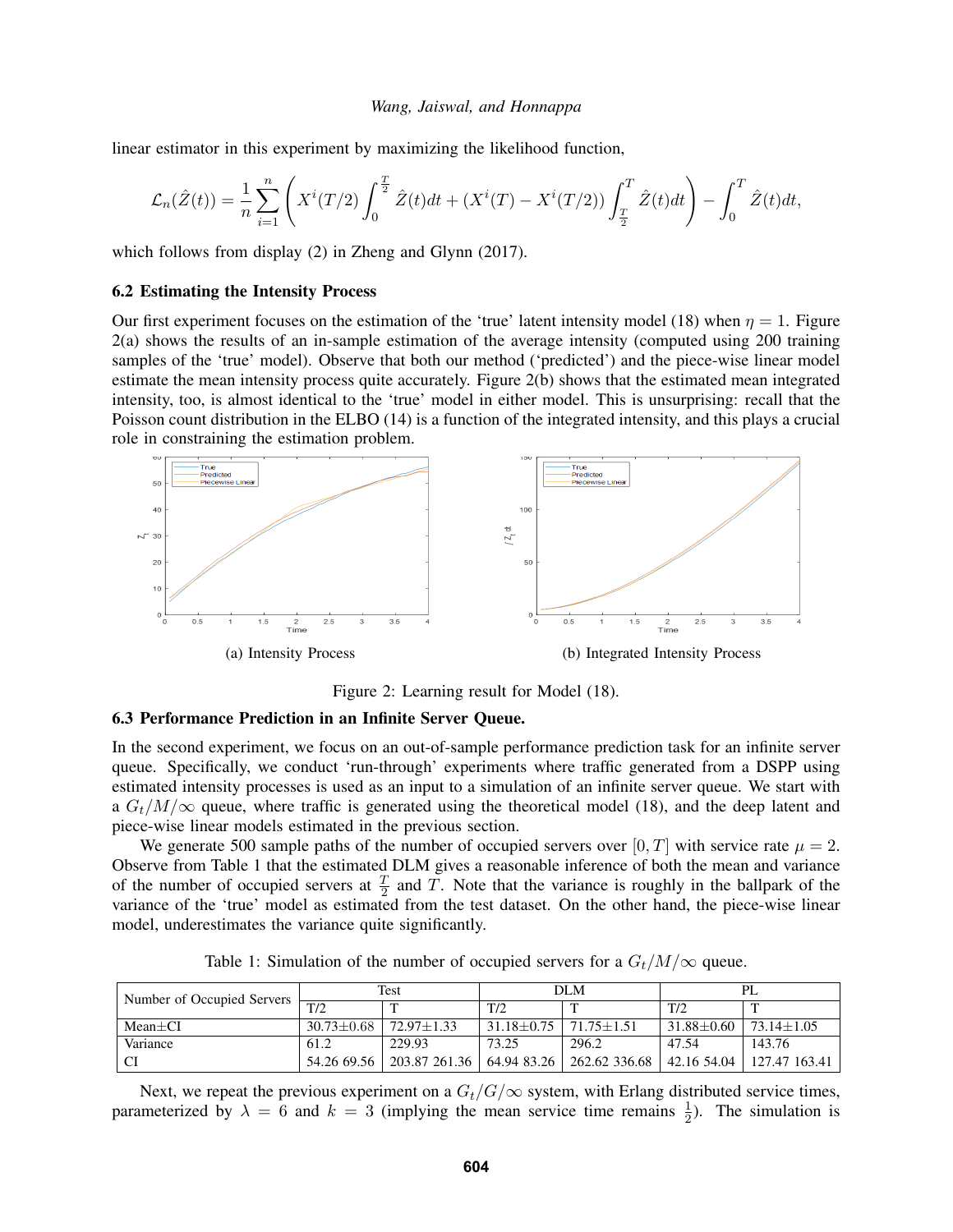linear estimator in this experiment by maximizing the likelihood function,

$$\mathcal{L}_n(\hat{Z}(t)) = \frac{1}{n}\sum_{i=1}^{n}\left(X^i(T/2)\int_0^{\frac{T}{2}} \hat{Z}(t)dt + (X^i(T) - X^i(T/2))\int_{\frac{T}{2}}^{T} \hat{Z}(t)dt\right) - \int_0^T \hat{Z}(t)dt,$$

which follows from display (2) in Zheng and Glynn (2017).

### 6.2 Estimating the Intensity Process

Our first experiment focuses on the estimation of the 'true' latent intensity model (18) when $\eta = 1$. Figure 2(a) shows the results of an in-sample estimation of the average intensity (computed using 200 training samples of the 'true' model). Observe that both our method ('predicted') and the piece-wise linear model estimate the mean intensity process quite accurately. Figure 2(b) shows that the estimated mean integrated intensity, too, is almost identical to the 'true' model in either model. This is unsurprising: recall that the Poisson count distribution in the ELBO (14) is a function of the integrated intensity, and this plays a crucial role in constraining the estimation problem.

(a) Intensity Process

(b) Integrated Intensity Process

Figure 2: Learning result for Model (18).

### 6.3 Performance Prediction in an Infinite Server Queue.

In the second experiment, we focus on an out-of-sample performance prediction task for an infinite server queue. Specifically, we conduct 'run-through' experiments where traffic generated from a DSPP using estimated intensity processes is used as an input to a simulation of an infinite server queue. We start with a $G_t/M/\infty$ queue, where traffic is generated using the theoretical model (18), and the deep latent and piece-wise linear models estimated in the previous section.

We generate 500 sample paths of the number of occupied servers over $[0,T]$ with service rate $\mu = 2$. Observe from Table 1 that the estimated DLM gives a reasonable inference of both the mean and variance of the number of occupied servers at $\frac{T}{2}$ and $T$. Note that the variance is roughly in the ballpark of the variance of the 'true' model as estimated from the test dataset. On the other hand, the piece-wise linear model, underestimates the variance quite significantly.

Table 1: Simulation of the number of occupied servers for a $G_t/M/\infty$ queue.

| Number of Occupied Servers | Test | | DLM | | PL | |
|---|---|---|---|---|---|---|
| | T/2 | T | T/2 | T | T/2 | T |
| Mean±CI | 30.73±0.68 | 72.97±1.33 | 31.18±0.75 | 71.75±1.51 | 31.88±0.60 | 73.14±1.05 |
| Variance | 61.2 | 229.93 | 73.25 | 296.2 | 47.54 | 143.76 |
| CI | 54.26 69.56 | 203.87 261.36 | 64.94 83.26 | 262.62 336.68 | 42.16 54.04 | 127.47 163.41 |

Next, we repeat the previous experiment on a $G_t/G/\infty$ system, with Erlang distributed service times, parameterized by $\lambda = 6$ and $k = 3$ (implying the mean service time remains $\frac{1}{2}$). The simulation is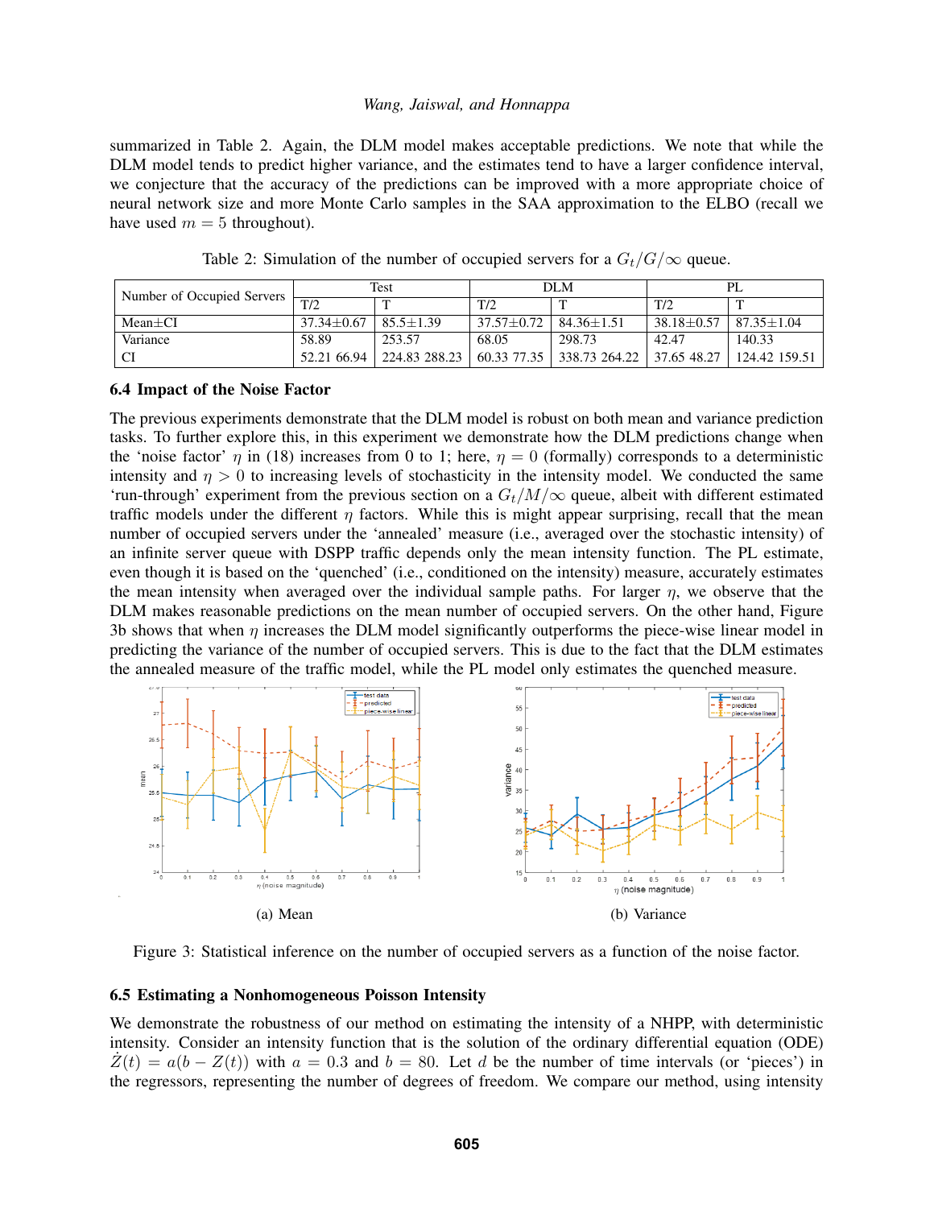summarized in Table 2. Again, the DLM model makes acceptable predictions. We note that while the DLM model tends to predict higher variance, and the estimates tend to have a larger confidence interval, we conjecture that the accuracy of the predictions can be improved with a more appropriate choice of neural network size and more Monte Carlo samples in the SAA approximation to the ELBO (recall we have used $m = 5$ throughout).

Table 2: Simulation of the number of occupied servers for a $G_t/G/\infty$ queue.

| Number of Occupied Servers | Test | | DLM | | PL | |
|---|---|---|---|---|---|---|
| | T/2 | T | T/2 | T | T/2 | T |
| Mean±CI | 37.34±0.67 | 85.5±1.39 | 37.57±0.72 | 84.36±1.51 | 38.18±0.57 | 87.35±1.04 |
| Variance | 58.89 | 253.57 | 68.05 | 298.73 | 42.47 | 140.33 |
| CI | 52.21 66.94 | 224.83 288.23 | 60.33 77.35 | 338.73 264.22 | 37.65 48.27 | 124.42 159.51 |

### 6.4 Impact of the Noise Factor

The previous experiments demonstrate that the DLM model is robust on both mean and variance prediction tasks. To further explore this, in this experiment we demonstrate how the DLM predictions change when the 'noise factor' $\eta$ in (18) increases from 0 to 1; here, $\eta = 0$ (formally) corresponds to a deterministic intensity and $\eta > 0$ to increasing levels of stochasticity in the intensity model. We conducted the same 'run-through' experiment from the previous section on a $G_t/M/\infty$ queue, albeit with different estimated traffic models under the different $\eta$ factors. While this is might appear surprising, recall that the mean number of occupied servers under the 'annealed' measure (i.e., averaged over the stochastic intensity) of an infinite server queue with DSPP traffic depends only the mean intensity function. The PL estimate, even though it is based on the 'quenched' (i.e., conditioned on the intensity) measure, accurately estimates the mean intensity when averaged over the individual sample paths. For larger $\eta$, we observe that the DLM makes reasonable predictions on the mean number of occupied servers. On the other hand, Figure 3b shows that when $\eta$ increases the DLM model significantly outperforms the piece-wise linear model in predicting the variance of the number of occupied servers. This is due to the fact that the DLM estimates the annealed measure of the traffic model, while the PL model only estimates the quenched measure.

(a) Mean

(b) Variance

Figure 3: Statistical inference on the number of occupied servers as a function of the noise factor.

### 6.5 Estimating a Nonhomogeneous Poisson Intensity

We demonstrate the robustness of our method on estimating the intensity of a NHPP, with deterministic intensity. Consider an intensity function that is the solution of the ordinary differential equation (ODE) $\dot{Z}(t) = a(b - Z(t))$ with $a = 0.3$ and $b = 80$. Let $d$ be the number of time intervals (or 'pieces') in the regressors, representing the number of degrees of freedom. We compare our method, using intensity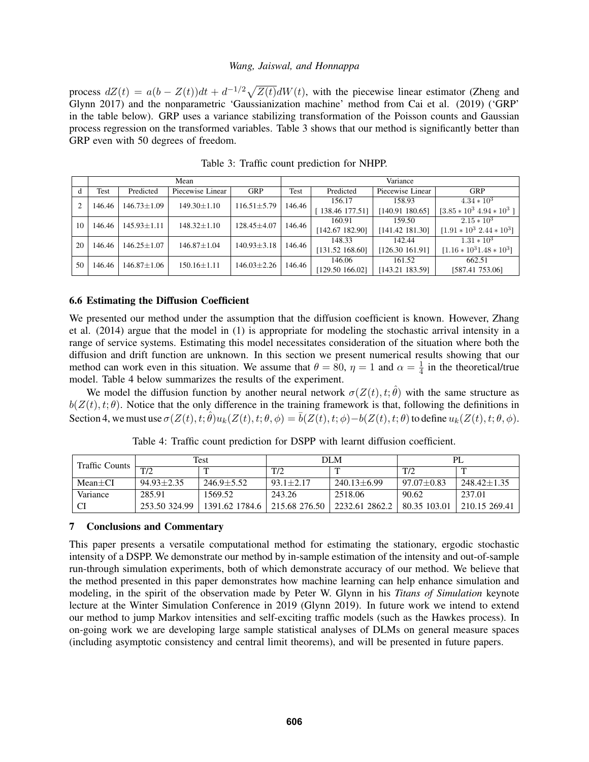process $dZ(t) = a(b - Z(t))dt + d^{-1/2}\sqrt{Z(t)}dW(t)$, with the piecewise linear estimator (Zheng and Glynn 2017) and the nonparametric 'Gaussianization machine' method from Cai et al. (2019) ('GRP' in the table below). GRP uses a variance stabilizing transformation of the Poisson counts and Gaussian process regression on the transformed variables. Table 3 shows that our method is significantly better than GRP even with 50 degrees of freedom.

Table 3: Traffic count prediction for NHPP.

| | Mean | | | | Variance | | | |
|---|---|---|---|---|---|---|---|---|
| d | Test | Predicted | Piecewise Linear | GRP | Test | Predicted | Piecewise Linear | GRP |
| 2 | 146.46 | 146.73±1.09 | 149.30±1.10 | 116.51±5.79 | 146.46 | 156.17 [ 138.46 177.51] | 158.93 [140.91 180.65] | $4.34 * 10^3$ $[3.85 * 10^3\ 4.94 * 10^3\ ]$ |
| 10 | 146.46 | 145.93±1.11 | 148.32±1.10 | 128.45±4.07 | 146.46 | 160.91 [142.67 182.90] | 159.50 [141.42 181.30] | $2.15 * 10^3$ $[1.91 * 10^3\ 2.44 * 10^3]$ |
| 20 | 146.46 | 146.25±1.07 | 146.87±1.04 | 140.93±3.18 | 146.46 | 148.33 [131.52 168.60] | 142.44 [126.30 161.91] | $1.31 * 10^3$ $[1.16 * 10^3 1.48 * 10^3]$ |
| 50 | 146.46 | 146.87±1.06 | 150.16±1.11 | 146.03±2.26 | 146.46 | 146.06 [129.50 166.02] | 161.52 [143.21 183.59] | 662.51 [587.41 753.06] |

### 6.6 Estimating the Diffusion Coefficient

We presented our method under the assumption that the diffusion coefficient is known. However, Zhang et al. (2014) argue that the model in (1) is appropriate for modeling the stochastic arrival intensity in a range of service systems. Estimating this model necessitates consideration of the situation where both the diffusion and drift function are unknown. In this section we present numerical results showing that our method can work even in this situation. We assume that $\theta = 80$, $\eta = 1$ and $\alpha = \frac{1}{4}$ in the theoretical/true model. Table 4 below summarizes the results of the experiment.

We model the diffusion function by another neural network $\sigma(Z(t), t; \hat{\theta})$ with the same structure as $b(Z(t), t; \theta)$. Notice that the only difference in the training framework is that, following the definitions in Section 4, we must use $\sigma(Z(t), t; \hat{\theta})u_k(Z(t), t; \theta, \phi) = \bar{b}(Z(t), t; \phi) - b(Z(t), t; \theta)$ to define $u_k(Z(t), t; \theta, \phi)$.

Table 4: Traffic count prediction for DSPP with learnt diffusion coefficient.

| Traffic Counts | Test | | DLM | | PL | |
|---|---|---|---|---|---|---|
| | T/2 | T | T/2 | T | T/2 | T |
| Mean±CI | 94.93±2.35 | 246.9±5.52 | 93.1±2.17 | 240.13±6.99 | 97.07±0.83 | 248.42±1.35 |
| Variance | 285.91 | 1569.52 | 243.26 | 2518.06 | 90.62 | 237.01 |
| CI | 253.50 324.99 | 1391.62 1784.6 | 215.68 276.50 | 2232.61 2862.2 | 80.35 103.01 | 210.15 269.41 |

## 7 Conclusions and Commentary

This paper presents a versatile computational method for estimating the stationary, ergodic stochastic intensity of a DSPP. We demonstrate our method by in-sample estimation of the intensity and out-of-sample run-through simulation experiments, both of which demonstrate accuracy of our method. We believe that the method presented in this paper demonstrates how machine learning can help enhance simulation and modeling, in the spirit of the observation made by Peter W. Glynn in his *Titans of Simulation* keynote lecture at the Winter Simulation Conference in 2019 (Glynn 2019). In future work we intend to extend our method to jump Markov intensities and self-exciting traffic models (such as the Hawkes process). In on-going work we are developing large sample statistical analyses of DLMs on general measure spaces (including asymptotic consistency and central limit theorems), and will be presented in future papers.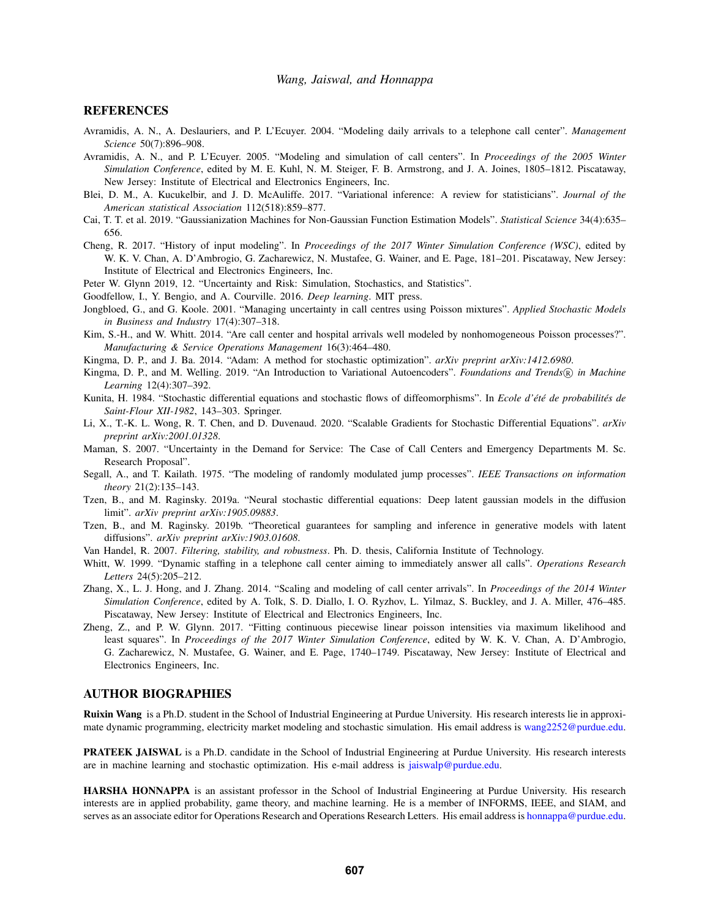## REFERENCES

Avramidis, A. N., A. Deslauriers, and P. L'Ecuyer. 2004. "Modeling daily arrivals to a telephone call center". *Management Science* 50(7):896–908.

Avramidis, A. N., and P. L'Ecuyer. 2005. "Modeling and simulation of call centers". In *Proceedings of the 2005 Winter Simulation Conference*, edited by M. E. Kuhl, N. M. Steiger, F. B. Armstrong, and J. A. Joines, 1805–1812. Piscataway, New Jersey: Institute of Electrical and Electronics Engineers, Inc.

Blei, D. M., A. Kucukelbir, and J. D. McAuliffe. 2017. "Variational inference: A review for statisticians". *Journal of the American statistical Association* 112(518):859–877.

Cai, T. T. et al. 2019. "Gaussianization Machines for Non-Gaussian Function Estimation Models". *Statistical Science* 34(4):635–656.

Cheng, R. 2017. "History of input modeling". In *Proceedings of the 2017 Winter Simulation Conference (WSC)*, edited by W. K. V. Chan, A. D'Ambrogio, G. Zacharewicz, N. Mustafee, G. Wainer, and E. Page, 181–201. Piscataway, New Jersey: Institute of Electrical and Electronics Engineers, Inc.

Peter W. Glynn 2019, 12. "Uncertainty and Risk: Simulation, Stochastics, and Statistics".

Goodfellow, I., Y. Bengio, and A. Courville. 2016. *Deep learning*. MIT press.

Jongbloed, G., and G. Koole. 2001. "Managing uncertainty in call centres using Poisson mixtures". *Applied Stochastic Models in Business and Industry* 17(4):307–318.

Kim, S.-H., and W. Whitt. 2014. "Are call center and hospital arrivals well modeled by nonhomogeneous Poisson processes?". *Manufacturing & Service Operations Management* 16(3):464–480.

Kingma, D. P., and J. Ba. 2014. "Adam: A method for stochastic optimization". *arXiv preprint arXiv:1412.6980*.

Kingma, D. P., and M. Welling. 2019. "An Introduction to Variational Autoencoders". *Foundations and Trends® in Machine Learning* 12(4):307–392.

Kunita, H. 1984. "Stochastic differential equations and stochastic flows of diffeomorphisms". In *Ecole d'été de probabilités de Saint-Flour XII-1982*, 143–303. Springer.

Li, X., T.-K. L. Wong, R. T. Chen, and D. Duvenaud. 2020. "Scalable Gradients for Stochastic Differential Equations". *arXiv preprint arXiv:2001.01328*.

Maman, S. 2007. "Uncertainty in the Demand for Service: The Case of Call Centers and Emergency Departments M. Sc. Research Proposal".

Segall, A., and T. Kailath. 1975. "The modeling of randomly modulated jump processes". *IEEE Transactions on information theory* 21(2):135–143.

Tzen, B., and M. Raginsky. 2019a. "Neural stochastic differential equations: Deep latent gaussian models in the diffusion limit". *arXiv preprint arXiv:1905.09883*.

Tzen, B., and M. Raginsky. 2019b. "Theoretical guarantees for sampling and inference in generative models with latent diffusions". *arXiv preprint arXiv:1903.01608*.

Van Handel, R. 2007. *Filtering, stability, and robustness*. Ph. D. thesis, California Institute of Technology.

Whitt, W. 1999. "Dynamic staffing in a telephone call center aiming to immediately answer all calls". *Operations Research Letters* 24(5):205–212.

Zhang, X., L. J. Hong, and J. Zhang. 2014. "Scaling and modeling of call center arrivals". In *Proceedings of the 2014 Winter Simulation Conference*, edited by A. Tolk, S. D. Diallo, I. O. Ryzhov, L. Yilmaz, S. Buckley, and J. A. Miller, 476–485. Piscataway, New Jersey: Institute of Electrical and Electronics Engineers, Inc.

Zheng, Z., and P. W. Glynn. 2017. "Fitting continuous piecewise linear poisson intensities via maximum likelihood and least squares". In *Proceedings of the 2017 Winter Simulation Conference*, edited by W. K. V. Chan, A. D'Ambrogio, G. Zacharewicz, N. Mustafee, G. Wainer, and E. Page, 1740–1749. Piscataway, New Jersey: Institute of Electrical and Electronics Engineers, Inc.

## AUTHOR BIOGRAPHIES

**Ruixin Wang** is a Ph.D. student in the School of Industrial Engineering at Purdue University. His research interests lie in approximate dynamic programming, electricity market modeling and stochastic simulation. His email address is wang2252@purdue.edu.

**PRATEEK JAISWAL** is a Ph.D. candidate in the School of Industrial Engineering at Purdue University. His research interests are in machine learning and stochastic optimization. His e-mail address is jaiswalp@purdue.edu.

**HARSHA HONNAPPA** is an assistant professor in the School of Industrial Engineering at Purdue University. His research interests are in applied probability, game theory, and machine learning. He is a member of INFORMS, IEEE, and SIAM, and serves as an associate editor for Operations Research and Operations Research Letters. His email address is honnappa@purdue.edu.